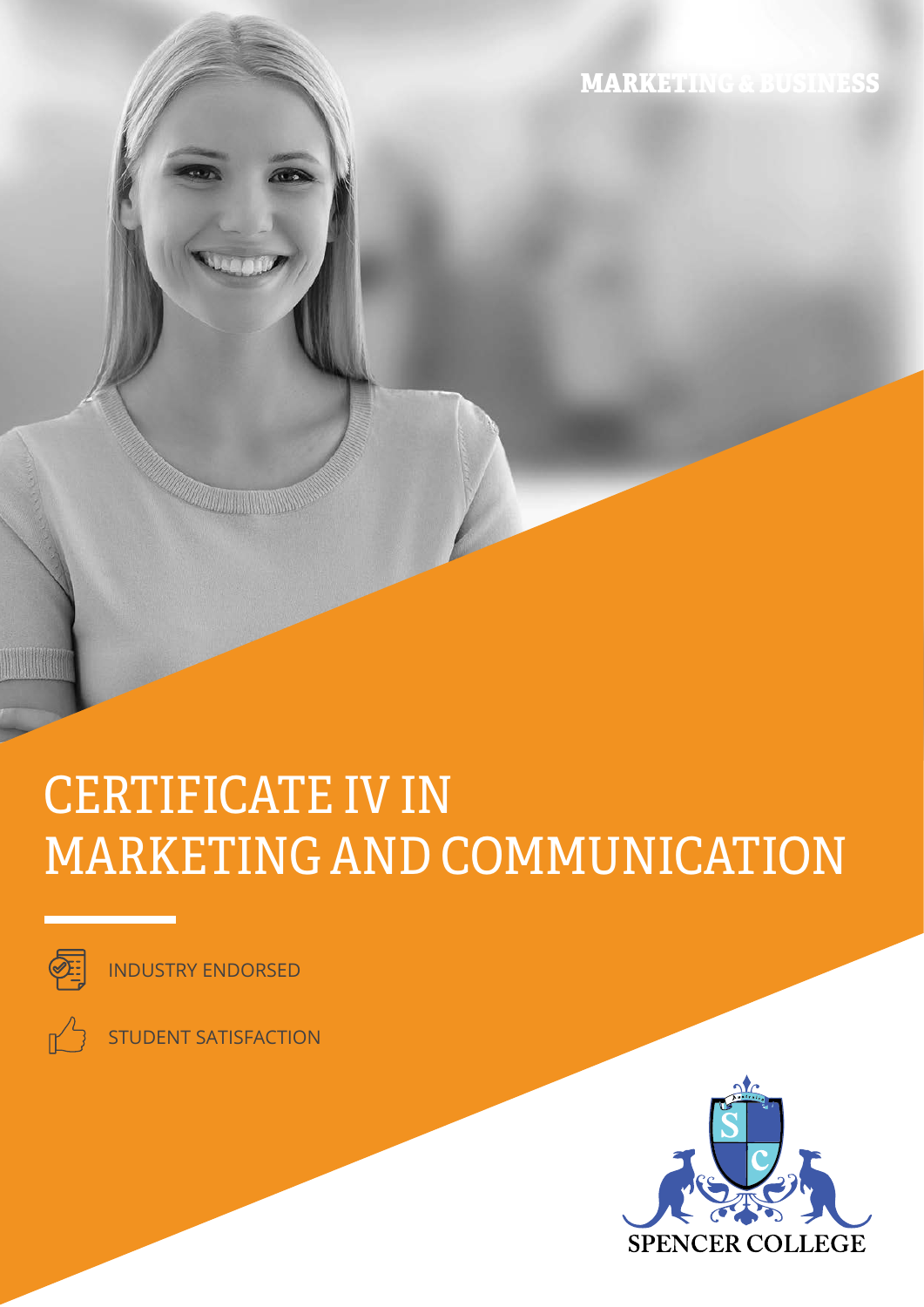MARKETING & BUSINESS

# CERTIFICATE IV IN MARKETING AND COMMUNICATION

INDUSTRY ENDORSED

STUDENT SATISFACTION

SPENCER COLLEGE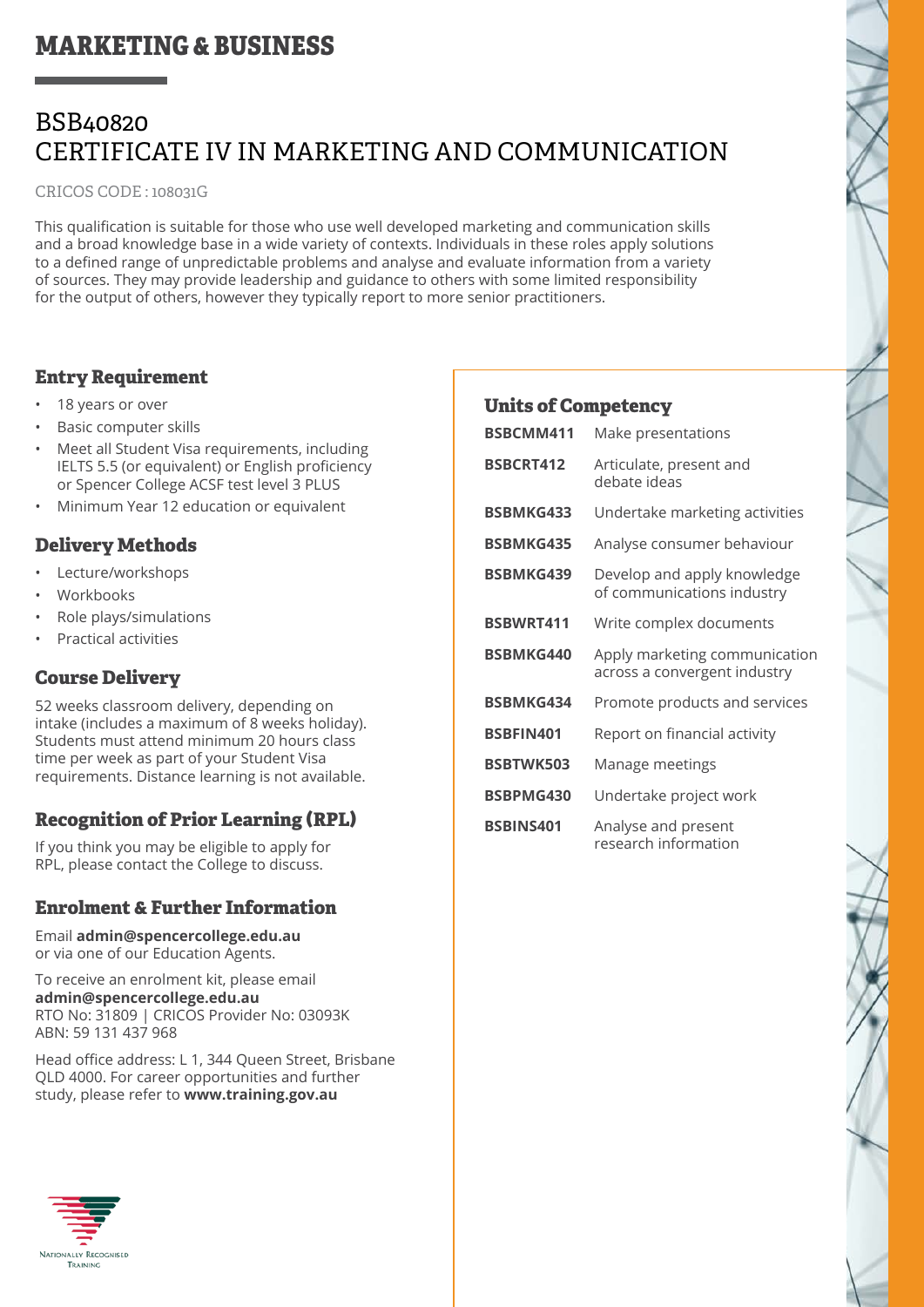# MARKETING & BUSINESS

## BSB40820
## CERTIFICATE IV IN MARKETING AND COMMUNICATION

CRICOS CODE : 108031G

This qualification is suitable for those who use well developed marketing and communication skills and a broad knowledge base in a wide variety of contexts. Individuals in these roles apply solutions to a defined range of unpredictable problems and analyse and evaluate information from a variety of sources. They may provide leadership and guidance to others with some limited responsibility for the output of others, however they typically report to more senior practitioners.

### Entry Requirement

- 18 years or over
- Basic computer skills
- Meet all Student Visa requirements, including IELTS 5.5 (or equivalent) or English proficiency or Spencer College ACSF test level 3 PLUS
- Minimum Year 12 education or equivalent

### Delivery Methods

- Lecture/workshops
- Workbooks
- Role plays/simulations
- Practical activities

### Course Delivery

52 weeks classroom delivery, depending on intake (includes a maximum of 8 weeks holiday). Students must attend minimum 20 hours class time per week as part of your Student Visa requirements. Distance learning is not available.

### Recognition of Prior Learning (RPL)

If you think you may be eligible to apply for RPL, please contact the College to discuss.

### Enrolment & Further Information

Email **admin@spencercollege.edu.au** or via one of our Education Agents.

To receive an enrolment kit, please email **admin@spencercollege.edu.au**
RTO No: 31809 | CRICOS Provider No: 03093K
ABN: 59 131 437 968

Head office address: L 1, 344 Queen Street, Brisbane QLD 4000. For career opportunities and further study, please refer to **www.training.gov.au**

### Units of Competency

| | |
|---|---|
| **BSBCMM411** | Make presentations |
| **BSBCRT412** | Articulate, present and debate ideas |
| **BSBMKG433** | Undertake marketing activities |
| **BSBMKG435** | Analyse consumer behaviour |
| **BSBMKG439** | Develop and apply knowledge of communications industry |
| **BSBWRT411** | Write complex documents |
| **BSBMKG440** | Apply marketing communication across a convergent industry |
| **BSBMKG434** | Promote products and services |
| **BSBFIN401** | Report on financial activity |
| **BSBTWK503** | Manage meetings |
| **BSBPMG430** | Undertake project work |
| **BSBINS401** | Analyse and present research information |

NATIONALLY RECOGNISED TRAINING